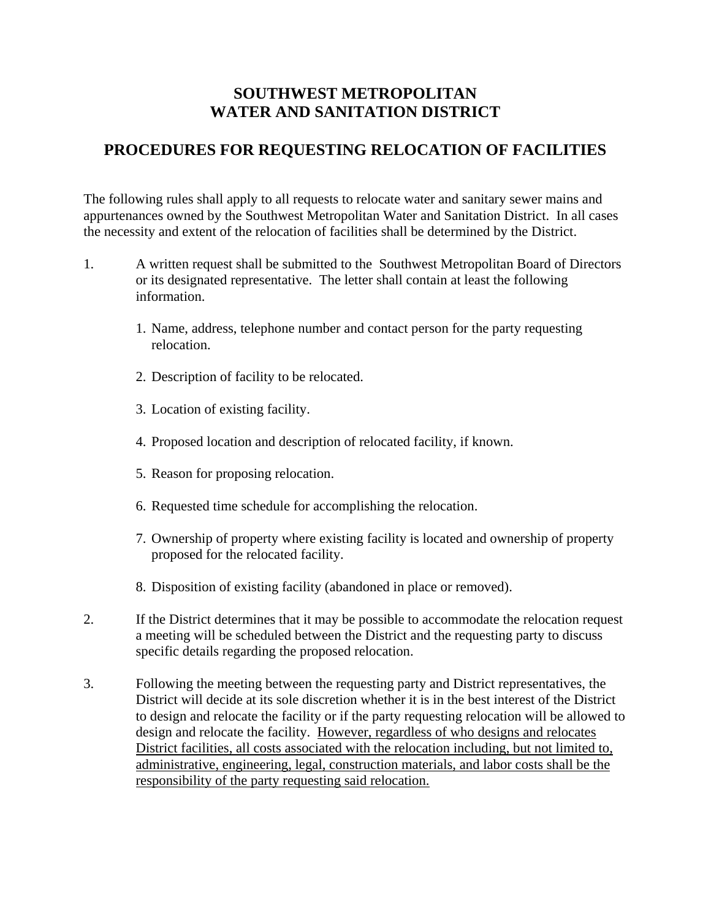# SOUTHWEST METROPOLITAN WATER AND SANITATION DISTRICT

## PROCEDURES FOR REQUESTING RELOCATION OF FACILITIES

The following rules shall apply to all requests to relocate water and sanitary sewer mains and appurtenances owned by the Southwest Metropolitan Water and Sanitation District. In all cases the necessity and extent of the relocation of facilities shall be determined by the District.

1. A written request shall be submitted to the Southwest Metropolitan Board of Directors or its designated representative. The letter shall contain at least the following information.

   1. Name, address, telephone number and contact person for the party requesting relocation.

   2. Description of facility to be relocated.

   3. Location of existing facility.

   4. Proposed location and description of relocated facility, if known.

   5. Reason for proposing relocation.

   6. Requested time schedule for accomplishing the relocation.

   7. Ownership of property where existing facility is located and ownership of property proposed for the relocated facility.

   8. Disposition of existing facility (abandoned in place or removed).

2. If the District determines that it may be possible to accommodate the relocation request a meeting will be scheduled between the District and the requesting party to discuss specific details regarding the proposed relocation.

3. Following the meeting between the requesting party and District representatives, the District will decide at its sole discretion whether it is in the best interest of the District to design and relocate the facility or if the party requesting relocation will be allowed to design and relocate the facility. <u>However, regardless of who designs and relocates District facilities, all costs associated with the relocation including, but not limited to, administrative, engineering, legal, construction materials, and labor costs shall be the responsibility of the party requesting said relocation.</u>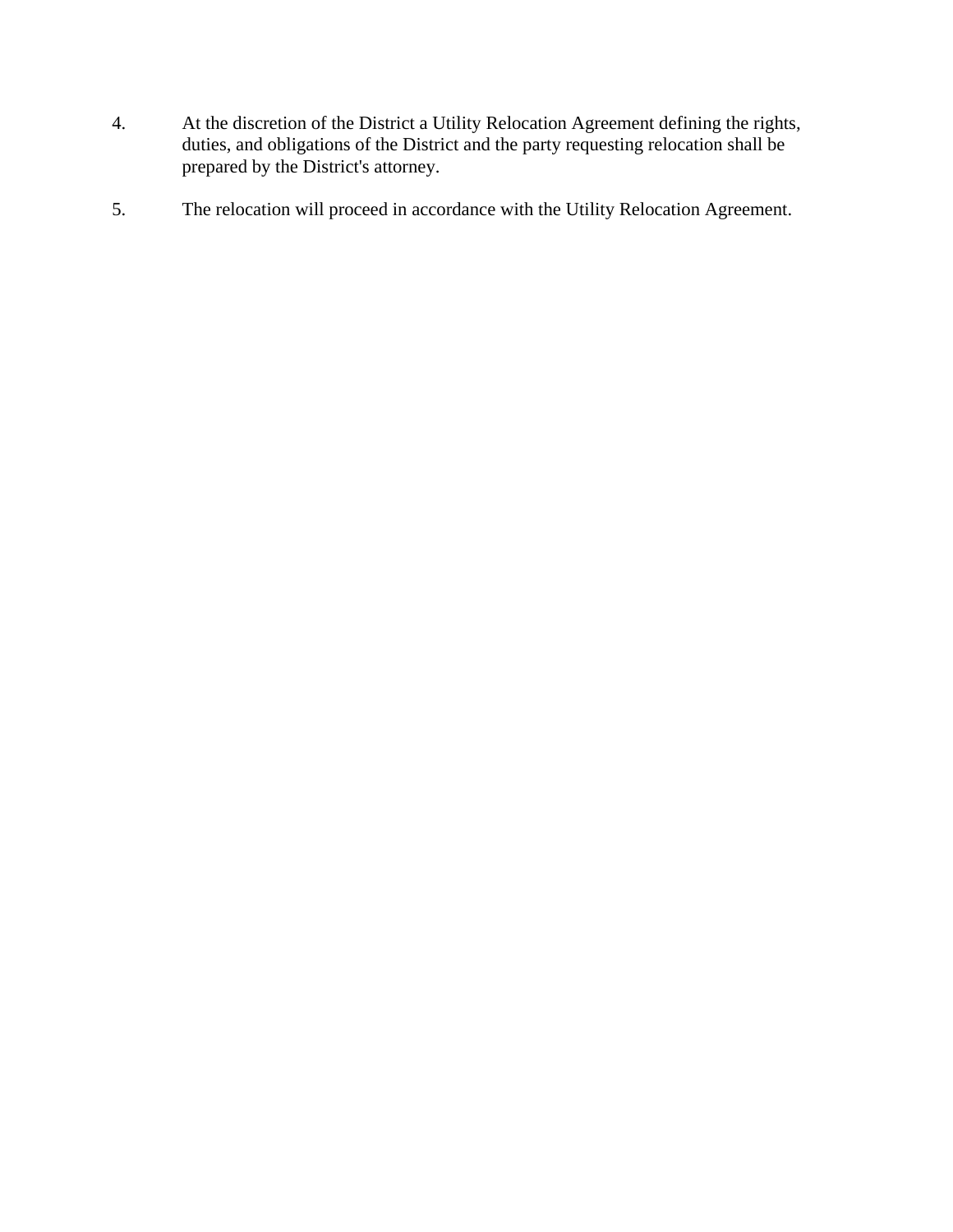4. At the discretion of the District a Utility Relocation Agreement defining the rights, duties, and obligations of the District and the party requesting relocation shall be prepared by the District's attorney.

5. The relocation will proceed in accordance with the Utility Relocation Agreement.